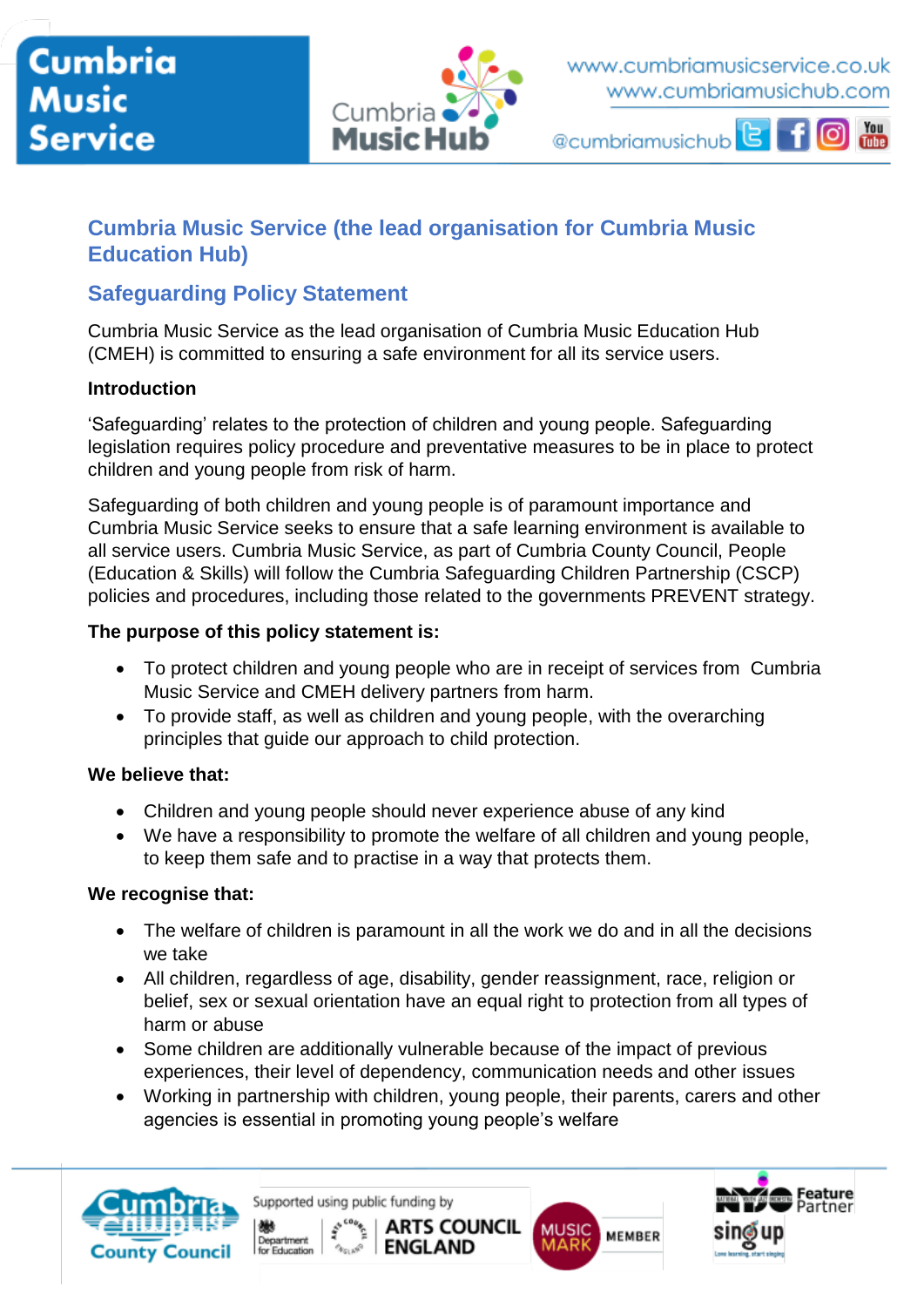# Cumbria Music Service (the lead organisation for Cumbria Music Education Hub)

## Safeguarding Policy Statement

Cumbria Music Service as the lead organisation of Cumbria Music Education Hub (CMEH) is committed to ensuring a safe environment for all its service users.

**Introduction**

'Safeguarding' relates to the protection of children and young people. Safeguarding legislation requires policy procedure and preventative measures to be in place to protect children and young people from risk of harm.

Safeguarding of both children and young people is of paramount importance and Cumbria Music Service seeks to ensure that a safe learning environment is available to all service users. Cumbria Music Service, as part of Cumbria County Council, People (Education & Skills) will follow the Cumbria Safeguarding Children Partnership (CSCP) policies and procedures, including those related to the governments PREVENT strategy.

**The purpose of this policy statement is:**

- To protect children and young people who are in receipt of services from Cumbria Music Service and CMEH delivery partners from harm.
- To provide staff, as well as children and young people, with the overarching principles that guide our approach to child protection.

**We believe that:**

- Children and young people should never experience abuse of any kind
- We have a responsibility to promote the welfare of all children and young people, to keep them safe and to practise in a way that protects them.

**We recognise that:**

- The welfare of children is paramount in all the work we do and in all the decisions we take
- All children, regardless of age, disability, gender reassignment, race, religion or belief, sex or sexual orientation have an equal right to protection from all types of harm or abuse
- Some children are additionally vulnerable because of the impact of previous experiences, their level of dependency, communication needs and other issues
- Working in partnership with children, young people, their parents, carers and other agencies is essential in promoting young people's welfare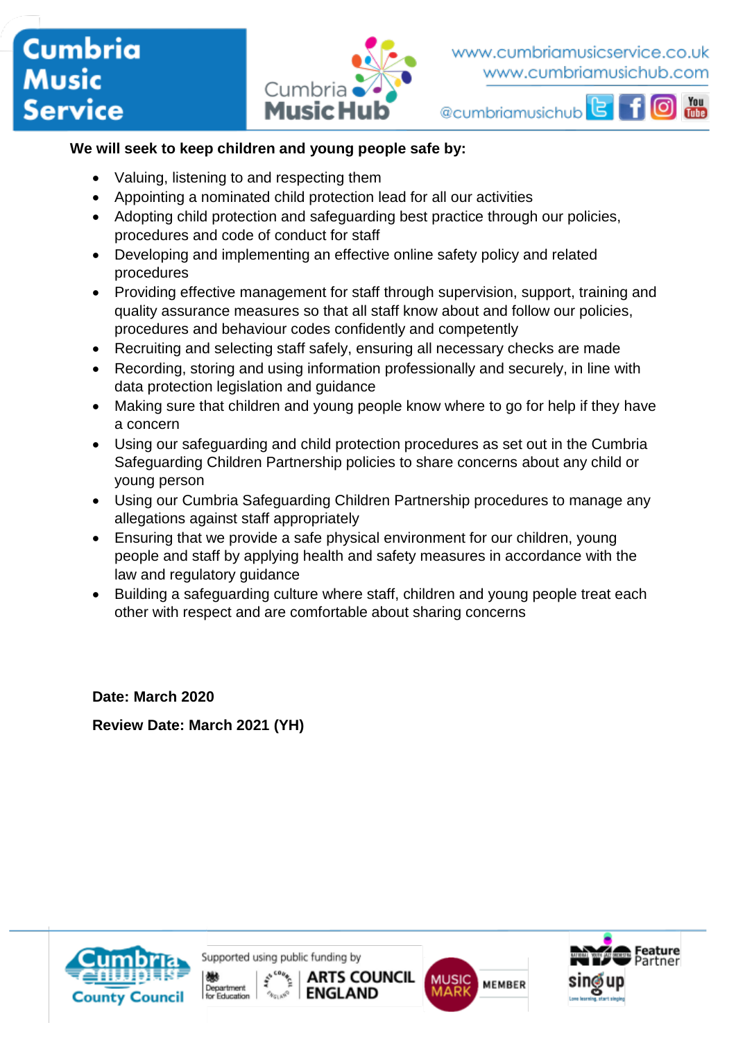**We will seek to keep children and young people safe by:**

- Valuing, listening to and respecting them
- Appointing a nominated child protection lead for all our activities
- Adopting child protection and safeguarding best practice through our policies, procedures and code of conduct for staff
- Developing and implementing an effective online safety policy and related procedures
- Providing effective management for staff through supervision, support, training and quality assurance measures so that all staff know about and follow our policies, procedures and behaviour codes confidently and competently
- Recruiting and selecting staff safely, ensuring all necessary checks are made
- Recording, storing and using information professionally and securely, in line with data protection legislation and guidance
- Making sure that children and young people know where to go for help if they have a concern
- Using our safeguarding and child protection procedures as set out in the Cumbria Safeguarding Children Partnership policies to share concerns about any child or young person
- Using our Cumbria Safeguarding Children Partnership procedures to manage any allegations against staff appropriately
- Ensuring that we provide a safe physical environment for our children, young people and staff by applying health and safety measures in accordance with the law and regulatory guidance
- Building a safeguarding culture where staff, children and young people treat each other with respect and are comfortable about sharing concerns

**Date: March 2020**

**Review Date: March 2021 (YH)**